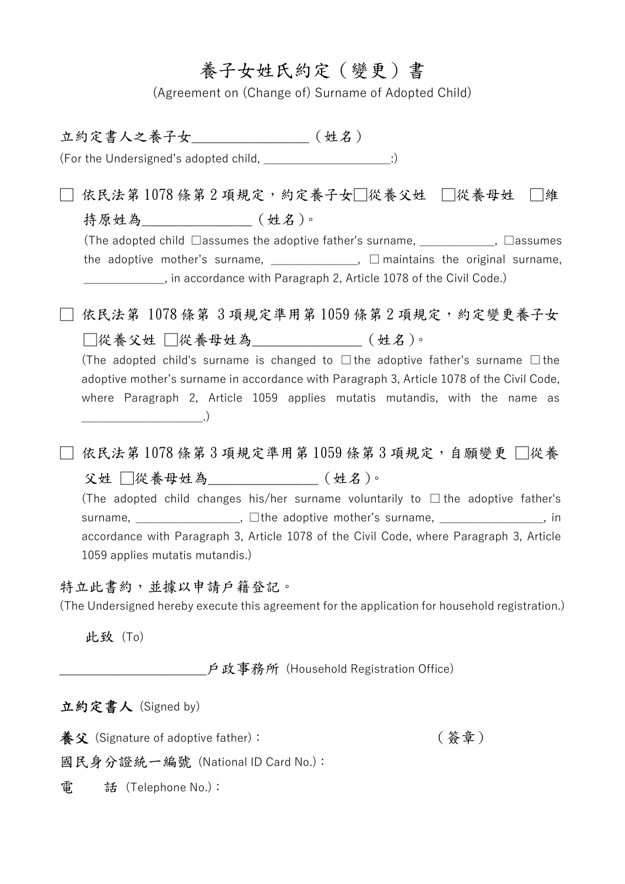# 養子女姓氏約定（變更）書

(Agreement on (Change of) Surname of Adopted Child)

立約定書人之養子女________________（姓名）

(For the Undersigned's adopted child, ____________________:)

☐ 依民法第 1078 條第 2 項規定，約定養子女☐從養父姓　☐從養母姓　☐維持原姓為_______________（姓名）。

(The adopted child ☐assumes the adoptive father's surname, ___________, ☐assumes the adoptive mother's surname, _____________, ☐ maintains the original surname, _____________, in accordance with Paragraph 2, Article 1078 of the Civil Code.)

☐ 依民法第 1078 條第 3 項規定準用第 1059 條第 2 項規定，約定變更養子女☐從養父姓 ☐從養母姓為_______________（姓名）。

(The adopted child's surname is changed to ☐ the adoptive father's surname ☐ the adoptive mother's surname in accordance with Paragraph 3, Article 1078 of the Civil Code, where Paragraph 2, Article 1059 applies mutatis mutandis, with the name as __________________.)

☐ 依民法第 1078 條第 3 項規定準用第 1059 條第 3 項規定，自願變更 ☐從養父姓 ☐從養母姓為_______________（姓名）。

(The adopted child changes his/her surname voluntarily to ☐ the adoptive father's surname, ________________, ☐the adoptive mother's surname, ________________, in accordance with Paragraph 3, Article 1078 of the Civil Code, where Paragraph 3, Article 1059 applies mutatis mutandis.)

特立此書約，並據以申請戶籍登記。

(The Undersigned hereby execute this agreement for the application for household registration.)

此致 (To)

______________________戶政事務所 (Household Registration Office)

**立約定書人** (Signed by)

**養父** (Signature of adoptive father)：　　　　　　　　　　　　（簽章）

國民身分證統一編號 (National ID Card No.)：

電　　話 (Telephone No.)：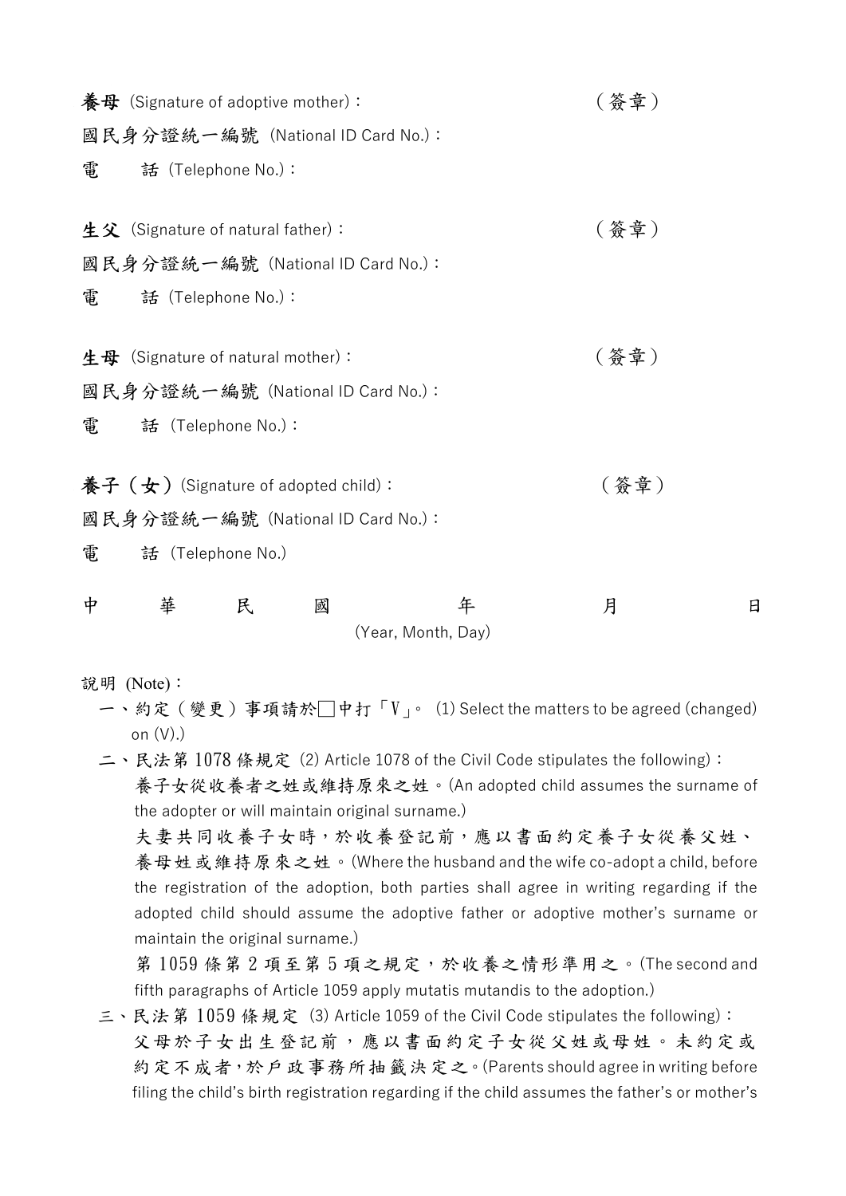**養母**（Signature of adoptive mother）：　　　　　　　　　　　　　　　　（簽章）

國民身分證統一編號（National ID Card No.）：

電　　話（Telephone No.）：

**生父**（Signature of natural father）：　　　　　　　　　　　　　　　　（簽章）

國民身分證統一編號（National ID Card No.）：

電　　話（Telephone No.）：

**生母**（Signature of natural mother）：　　　　　　　　　　　　　　　　（簽章）

國民身分證統一編號（National ID Card No.）：

電　　話（Telephone No.）：

**養子（女）**(Signature of adopted child)：　　　　　　　　　　　　　　　（簽章）

國民身分證統一編號（National ID Card No.）：

電　　話（Telephone No.）

中　　華　　民　　國　　　　年　　　　月　　　　日

(Year, Month, Day)

說明 (Note)：

一、約定（變更）事項請於□中打「V」。(1) Select the matters to be agreed (changed) on (V).)

二、民法第 1078 條規定 (2) Article 1078 of the Civil Code stipulates the following)：

養子女從收養者之姓或維持原來之姓。(An adopted child assumes the surname of the adopter or will maintain original surname.)

夫妻共同收養子女時，於收養登記前，應以書面約定養子女從養父姓、養母姓或維持原來之姓。(Where the husband and the wife co-adopt a child, before the registration of the adoption, both parties shall agree in writing regarding if the adopted child should assume the adoptive father or adoptive mother's surname or maintain the original surname.)

第 1059 條第 2 項至第 5 項之規定，於收養之情形準用之。(The second and fifth paragraphs of Article 1059 apply mutatis mutandis to the adoption.)

三、民法第 1059 條規定 (3) Article 1059 of the Civil Code stipulates the following)：

父母於子女出生登記前，應以書面約定子女從父姓或母姓。未約定或約定不成者，於戶政事務所抽籤決定之。(Parents should agree in writing before filing the child's birth registration regarding if the child assumes the father's or mother's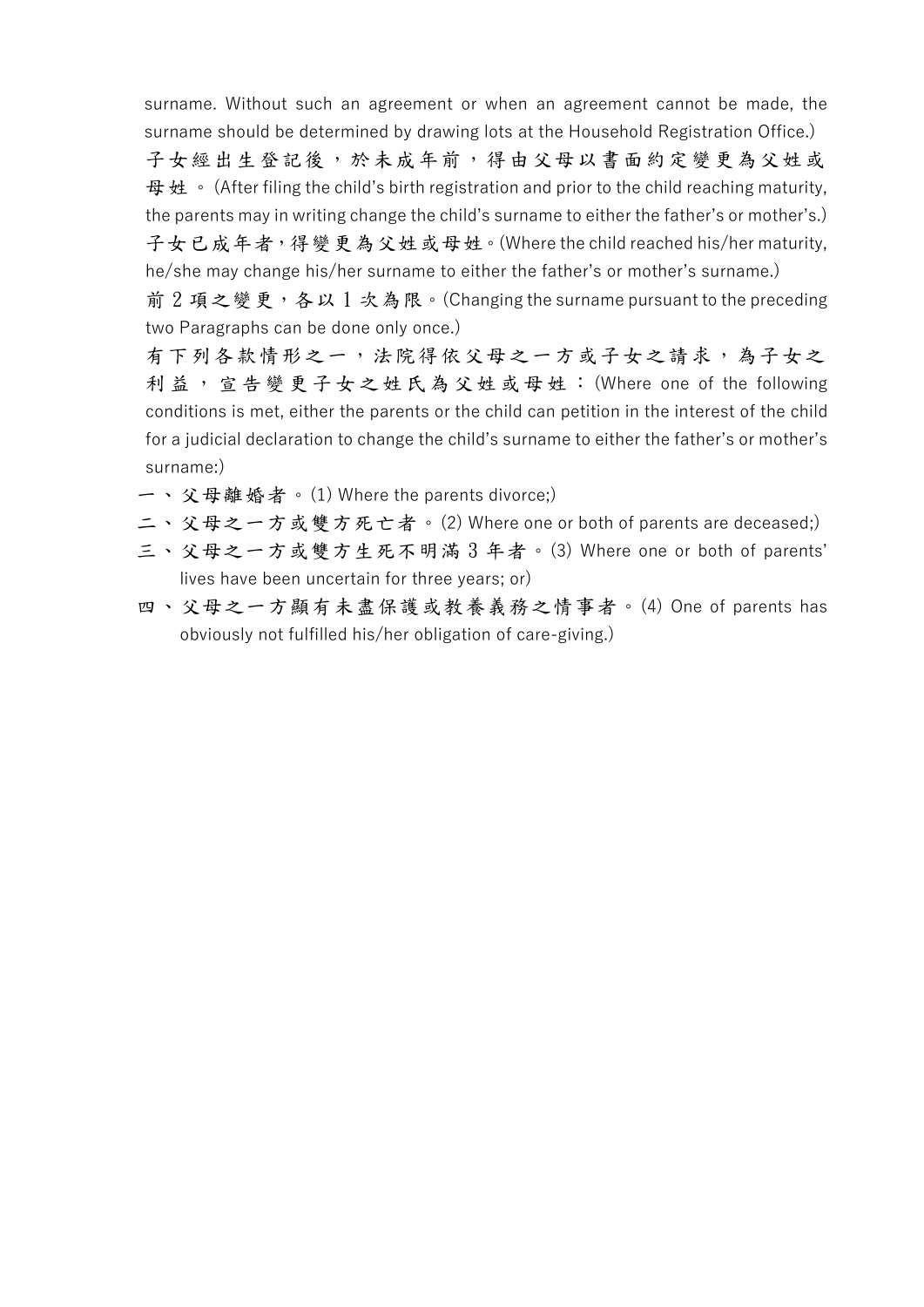surname. Without such an agreement or when an agreement cannot be made, the surname should be determined by drawing lots at the Household Registration Office.)

子女經出生登記後，於未成年前，得由父母以書面約定變更為父姓或母姓。(After filing the child's birth registration and prior to the child reaching maturity, the parents may in writing change the child's surname to either the father's or mother's.)

子女已成年者，得變更為父姓或母姓。(Where the child reached his/her maturity, he/she may change his/her surname to either the father's or mother's surname.)

前 2 項之變更，各以 1 次為限。(Changing the surname pursuant to the preceding two Paragraphs can be done only once.)

有下列各款情形之一，法院得依父母之一方或子女之請求，為子女之利益，宣告變更子女之姓氏為父姓或母姓：(Where one of the following conditions is met, either the parents or the child can petition in the interest of the child for a judicial declaration to change the child's surname to either the father's or mother's surname:)

一、父母離婚者。(1) Where the parents divorce;)

二、父母之一方或雙方死亡者。(2) Where one or both of parents are deceased;)

三、父母之一方或雙方生死不明滿 3 年者。(3) Where one or both of parents' lives have been uncertain for three years; or)

四、父母之一方顯有未盡保護或教養義務之情事者。(4) One of parents has obviously not fulfilled his/her obligation of care-giving.)